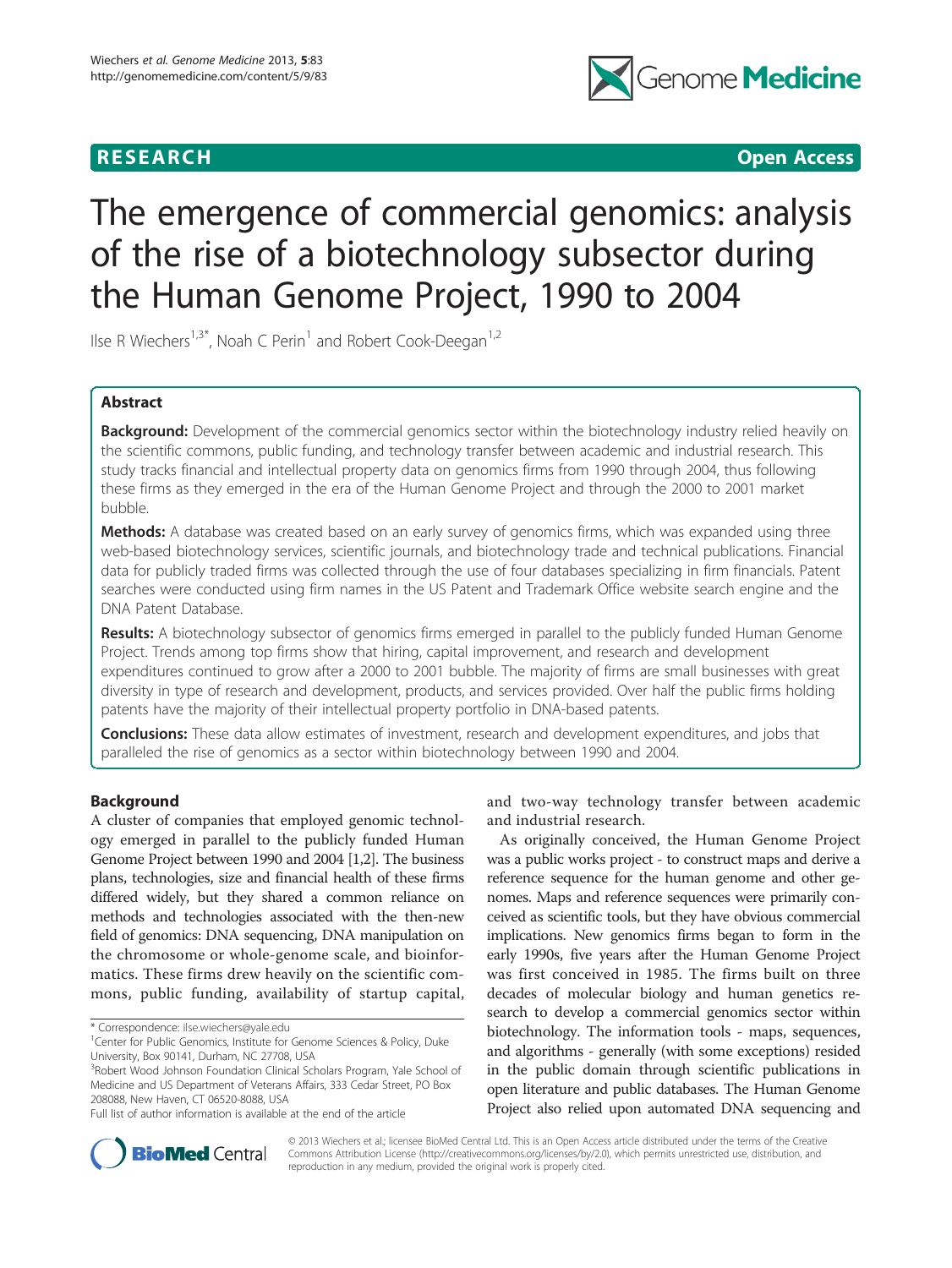RESEARCH Open Access

# The emergence of commercial genomics: analysis of the rise of a biotechnology subsector during the Human Genome Project, 1990 to 2004

Ilse R Wiechers[1,3*], Noah C Perin[1] and Robert Cook-Deegan[1,2]

## Abstract

**Background:** Development of the commercial genomics sector within the biotechnology industry relied heavily on the scientific commons, public funding, and technology transfer between academic and industrial research. This study tracks financial and intellectual property data on genomics firms from 1990 through 2004, thus following these firms as they emerged in the era of the Human Genome Project and through the 2000 to 2001 market bubble.

**Methods:** A database was created based on an early survey of genomics firms, which was expanded using three web-based biotechnology services, scientific journals, and biotechnology trade and technical publications. Financial data for publicly traded firms was collected through the use of four databases specializing in firm financials. Patent searches were conducted using firm names in the US Patent and Trademark Office website search engine and the DNA Patent Database.

**Results:** A biotechnology subsector of genomics firms emerged in parallel to the publicly funded Human Genome Project. Trends among top firms show that hiring, capital improvement, and research and development expenditures continued to grow after a 2000 to 2001 bubble. The majority of firms are small businesses with great diversity in type of research and development, products, and services provided. Over half the public firms holding patents have the majority of their intellectual property portfolio in DNA-based patents.

**Conclusions:** These data allow estimates of investment, research and development expenditures, and jobs that paralleled the rise of genomics as a sector within biotechnology between 1990 and 2004.

## Background

A cluster of companies that employed genomic technology emerged in parallel to the publicly funded Human Genome Project between 1990 and 2004 [1,2]. The business plans, technologies, size and financial health of these firms differed widely, but they shared a common reliance on methods and technologies associated with the then-new field of genomics: DNA sequencing, DNA manipulation on the chromosome or whole-genome scale, and bioinformatics. These firms drew heavily on the scientific commons, public funding, availability of startup capital, and two-way technology transfer between academic and industrial research.

As originally conceived, the Human Genome Project was a public works project - to construct maps and derive a reference sequence for the human genome and other genomes. Maps and reference sequences were primarily conceived as scientific tools, but they have obvious commercial implications. New genomics firms began to form in the early 1990s, five years after the Human Genome Project was first conceived in 1985. The firms built on three decades of molecular biology and human genetics research to develop a commercial genomics sector within biotechnology. The information tools - maps, sequences, and algorithms - generally (with some exceptions) resided in the public domain through scientific publications in open literature and public databases. The Human Genome Project also relied upon automated DNA sequencing and

* Correspondence: ilse.wiechers@yale.edu
[1]Center for Public Genomics, Institute for Genome Sciences & Policy, Duke University, Box 90141, Durham, NC 27708, USA
[3]Robert Wood Johnson Foundation Clinical Scholars Program, Yale School of Medicine and US Department of Veterans Affairs, 333 Cedar Street, PO Box 208088, New Haven, CT 06520-8088, USA
Full list of author information is available at the end of the article

© 2013 Wiechers et al.; licensee BioMed Central Ltd. This is an Open Access article distributed under the terms of the Creative Commons Attribution License (http://creativecommons.org/licenses/by/2.0), which permits unrestricted use, distribution, and reproduction in any medium, provided the original work is properly cited.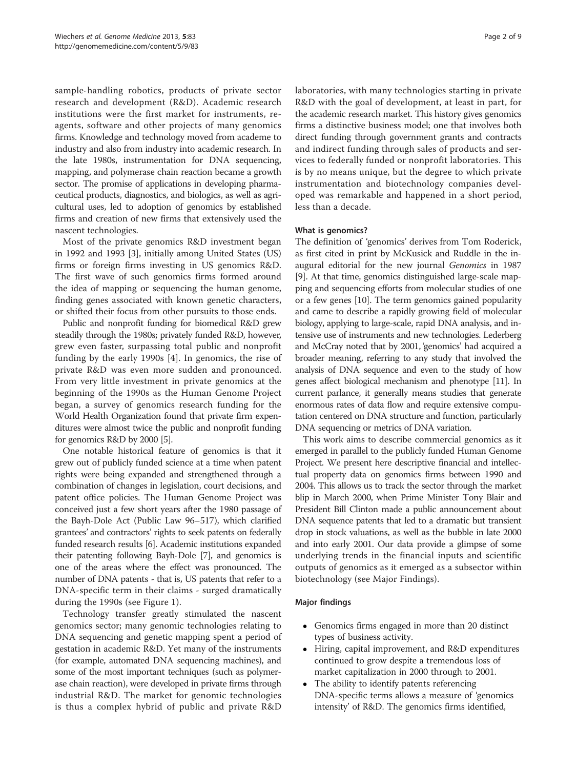sample-handling robotics, products of private sector research and development (R&D). Academic research institutions were the first market for instruments, reagents, software and other projects of many genomics firms. Knowledge and technology moved from academe to industry and also from industry into academic research. In the late 1980s, instrumentation for DNA sequencing, mapping, and polymerase chain reaction became a growth sector. The promise of applications in developing pharmaceutical products, diagnostics, and biologics, as well as agricultural uses, led to adoption of genomics by established firms and creation of new firms that extensively used the nascent technologies.

Most of the private genomics R&D investment began in 1992 and 1993 [3], initially among United States (US) firms or foreign firms investing in US genomics R&D. The first wave of such genomics firms formed around the idea of mapping or sequencing the human genome, finding genes associated with known genetic characters, or shifted their focus from other pursuits to those ends.

Public and nonprofit funding for biomedical R&D grew steadily through the 1980s; privately funded R&D, however, grew even faster, surpassing total public and nonprofit funding by the early 1990s [4]. In genomics, the rise of private R&D was even more sudden and pronounced. From very little investment in private genomics at the beginning of the 1990s as the Human Genome Project began, a survey of genomics research funding for the World Health Organization found that private firm expenditures were almost twice the public and nonprofit funding for genomics R&D by 2000 [5].

One notable historical feature of genomics is that it grew out of publicly funded science at a time when patent rights were being expanded and strengthened through a combination of changes in legislation, court decisions, and patent office policies. The Human Genome Project was conceived just a few short years after the 1980 passage of the Bayh-Dole Act (Public Law 96–517), which clarified grantees' and contractors' rights to seek patents on federally funded research results [6]. Academic institutions expanded their patenting following Bayh-Dole [7], and genomics is one of the areas where the effect was pronounced. The number of DNA patents - that is, US patents that refer to a DNA-specific term in their claims - surged dramatically during the 1990s (see Figure 1).

Technology transfer greatly stimulated the nascent genomics sector; many genomic technologies relating to DNA sequencing and genetic mapping spent a period of gestation in academic R&D. Yet many of the instruments (for example, automated DNA sequencing machines), and some of the most important techniques (such as polymerase chain reaction), were developed in private firms through industrial R&D. The market for genomic technologies is thus a complex hybrid of public and private R&D laboratories, with many technologies starting in private R&D with the goal of development, at least in part, for the academic research market. This history gives genomics firms a distinctive business model; one that involves both direct funding through government grants and contracts and indirect funding through sales of products and services to federally funded or nonprofit laboratories. This is by no means unique, but the degree to which private instrumentation and biotechnology companies developed was remarkable and happened in a short period, less than a decade.

#### What is genomics?

The definition of 'genomics' derives from Tom Roderick, as first cited in print by McKusick and Ruddle in the inaugural editorial for the new journal *Genomics* in 1987 [9]. At that time, genomics distinguished large-scale mapping and sequencing efforts from molecular studies of one or a few genes [10]. The term genomics gained popularity and came to describe a rapidly growing field of molecular biology, applying to large-scale, rapid DNA analysis, and intensive use of instruments and new technologies. Lederberg and McCray noted that by 2001, 'genomics' had acquired a broader meaning, referring to any study that involved the analysis of DNA sequence and even to the study of how genes affect biological mechanism and phenotype [11]. In current parlance, it generally means studies that generate enormous rates of data flow and require extensive computation centered on DNA structure and function, particularly DNA sequencing or metrics of DNA variation.

This work aims to describe commercial genomics as it emerged in parallel to the publicly funded Human Genome Project. We present here descriptive financial and intellectual property data on genomics firms between 1990 and 2004. This allows us to track the sector through the market blip in March 2000, when Prime Minister Tony Blair and President Bill Clinton made a public announcement about DNA sequence patents that led to a dramatic but transient drop in stock valuations, as well as the bubble in late 2000 and into early 2001. Our data provide a glimpse of some underlying trends in the financial inputs and scientific outputs of genomics as it emerged as a subsector within biotechnology (see Major Findings).

#### Major findings

- Genomics firms engaged in more than 20 distinct types of business activity.
- Hiring, capital improvement, and R&D expenditures continued to grow despite a tremendous loss of market capitalization in 2000 through to 2001.
- The ability to identify patents referencing DNA-specific terms allows a measure of 'genomics intensity' of R&D. The genomics firms identified,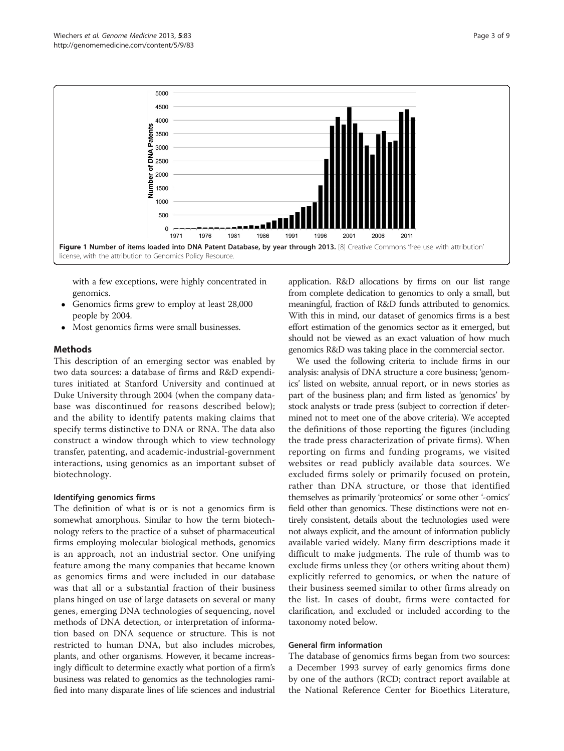Figure 1 Number of items loaded into DNA Patent Database, by year through 2013. [8] Creative Commons 'free use with attribution' license, with the attribution to Genomics Policy Resource.

with a few exceptions, were highly concentrated in genomics.

- Genomics firms grew to employ at least 28,000 people by 2004.
- Most genomics firms were small businesses.

## Methods

This description of an emerging sector was enabled by two data sources: a database of firms and R&D expenditures initiated at Stanford University and continued at Duke University through 2004 (when the company database was discontinued for reasons described below); and the ability to identify patents making claims that specify terms distinctive to DNA or RNA. The data also construct a window through which to view technology transfer, patenting, and academic-industrial-government interactions, using genomics as an important subset of biotechnology.

### Identifying genomics firms

The definition of what is or is not a genomics firm is somewhat amorphous. Similar to how the term biotechnology refers to the practice of a subset of pharmaceutical firms employing molecular biological methods, genomics is an approach, not an industrial sector. One unifying feature among the many companies that became known as genomics firms and were included in our database was that all or a substantial fraction of their business plans hinged on use of large datasets on several or many genes, emerging DNA technologies of sequencing, novel methods of DNA detection, or interpretation of information based on DNA sequence or structure. This is not restricted to human DNA, but also includes microbes, plants, and other organisms. However, it became increasingly difficult to determine exactly what portion of a firm's business was related to genomics as the technologies ramified into many disparate lines of life sciences and industrial application. R&D allocations by firms on our list range from complete dedication to genomics to only a small, but meaningful, fraction of R&D funds attributed to genomics. With this in mind, our dataset of genomics firms is a best effort estimation of the genomics sector as it emerged, but should not be viewed as an exact valuation of how much genomics R&D was taking place in the commercial sector.

We used the following criteria to include firms in our analysis: analysis of DNA structure a core business; 'genomics' listed on website, annual report, or in news stories as part of the business plan; and firm listed as 'genomics' by stock analysts or trade press (subject to correction if determined not to meet one of the above criteria). We accepted the definitions of those reporting the figures (including the trade press characterization of private firms). When reporting on firms and funding programs, we visited websites or read publicly available data sources. We excluded firms solely or primarily focused on protein, rather than DNA structure, or those that identified themselves as primarily 'proteomics' or some other '-omics' field other than genomics. These distinctions were not entirely consistent, details about the technologies used were not always explicit, and the amount of information publicly available varied widely. Many firm descriptions made it difficult to make judgments. The rule of thumb was to exclude firms unless they (or others writing about them) explicitly referred to genomics, or when the nature of their business seemed similar to other firms already on the list. In cases of doubt, firms were contacted for clarification, and excluded or included according to the taxonomy noted below.

### General firm information

The database of genomics firms began from two sources: a December 1993 survey of early genomics firms done by one of the authors (RCD; contract report available at the National Reference Center for Bioethics Literature,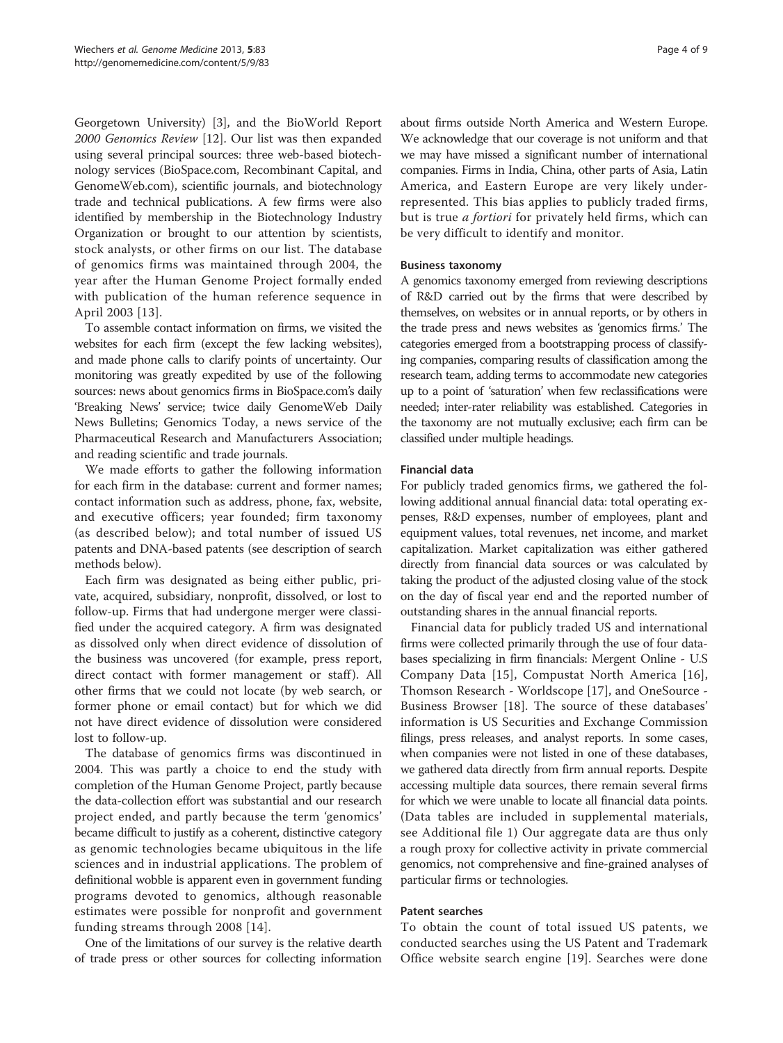Georgetown University) [3], and the BioWorld Report *2000 Genomics Review* [12]. Our list was then expanded using several principal sources: three web-based biotechnology services (BioSpace.com, Recombinant Capital, and GenomeWeb.com), scientific journals, and biotechnology trade and technical publications. A few firms were also identified by membership in the Biotechnology Industry Organization or brought to our attention by scientists, stock analysts, or other firms on our list. The database of genomics firms was maintained through 2004, the year after the Human Genome Project formally ended with publication of the human reference sequence in April 2003 [13].

To assemble contact information on firms, we visited the websites for each firm (except the few lacking websites), and made phone calls to clarify points of uncertainty. Our monitoring was greatly expedited by use of the following sources: news about genomics firms in BioSpace.com's daily 'Breaking News' service; twice daily GenomeWeb Daily News Bulletins; Genomics Today, a news service of the Pharmaceutical Research and Manufacturers Association; and reading scientific and trade journals.

We made efforts to gather the following information for each firm in the database: current and former names; contact information such as address, phone, fax, website, and executive officers; year founded; firm taxonomy (as described below); and total number of issued US patents and DNA-based patents (see description of search methods below).

Each firm was designated as being either public, private, acquired, subsidiary, nonprofit, dissolved, or lost to follow-up. Firms that had undergone merger were classified under the acquired category. A firm was designated as dissolved only when direct evidence of dissolution of the business was uncovered (for example, press report, direct contact with former management or staff). All other firms that we could not locate (by web search, or former phone or email contact) but for which we did not have direct evidence of dissolution were considered lost to follow-up.

The database of genomics firms was discontinued in 2004. This was partly a choice to end the study with completion of the Human Genome Project, partly because the data-collection effort was substantial and our research project ended, and partly because the term 'genomics' became difficult to justify as a coherent, distinctive category as genomic technologies became ubiquitous in the life sciences and in industrial applications. The problem of definitional wobble is apparent even in government funding programs devoted to genomics, although reasonable estimates were possible for nonprofit and government funding streams through 2008 [14].

One of the limitations of our survey is the relative dearth of trade press or other sources for collecting information about firms outside North America and Western Europe. We acknowledge that our coverage is not uniform and that we may have missed a significant number of international companies. Firms in India, China, other parts of Asia, Latin America, and Eastern Europe are very likely underrepresented. This bias applies to publicly traded firms, but is true *a fortiori* for privately held firms, which can be very difficult to identify and monitor.

### Business taxonomy

A genomics taxonomy emerged from reviewing descriptions of R&D carried out by the firms that were described by themselves, on websites or in annual reports, or by others in the trade press and news websites as 'genomics firms.' The categories emerged from a bootstrapping process of classifying companies, comparing results of classification among the research team, adding terms to accommodate new categories up to a point of 'saturation' when few reclassifications were needed; inter-rater reliability was established. Categories in the taxonomy are not mutually exclusive; each firm can be classified under multiple headings.

### Financial data

For publicly traded genomics firms, we gathered the following additional annual financial data: total operating expenses, R&D expenses, number of employees, plant and equipment values, total revenues, net income, and market capitalization. Market capitalization was either gathered directly from financial data sources or was calculated by taking the product of the adjusted closing value of the stock on the day of fiscal year end and the reported number of outstanding shares in the annual financial reports.

Financial data for publicly traded US and international firms were collected primarily through the use of four databases specializing in firm financials: Mergent Online - U.S Company Data [15], Compustat North America [16], Thomson Research - Worldscope [17], and OneSource - Business Browser [18]. The source of these databases' information is US Securities and Exchange Commission filings, press releases, and analyst reports. In some cases, when companies were not listed in one of these databases, we gathered data directly from firm annual reports. Despite accessing multiple data sources, there remain several firms for which we were unable to locate all financial data points. (Data tables are included in supplemental materials, see Additional file 1) Our aggregate data are thus only a rough proxy for collective activity in private commercial genomics, not comprehensive and fine-grained analyses of particular firms or technologies.

### Patent searches

To obtain the count of total issued US patents, we conducted searches using the US Patent and Trademark Office website search engine [19]. Searches were done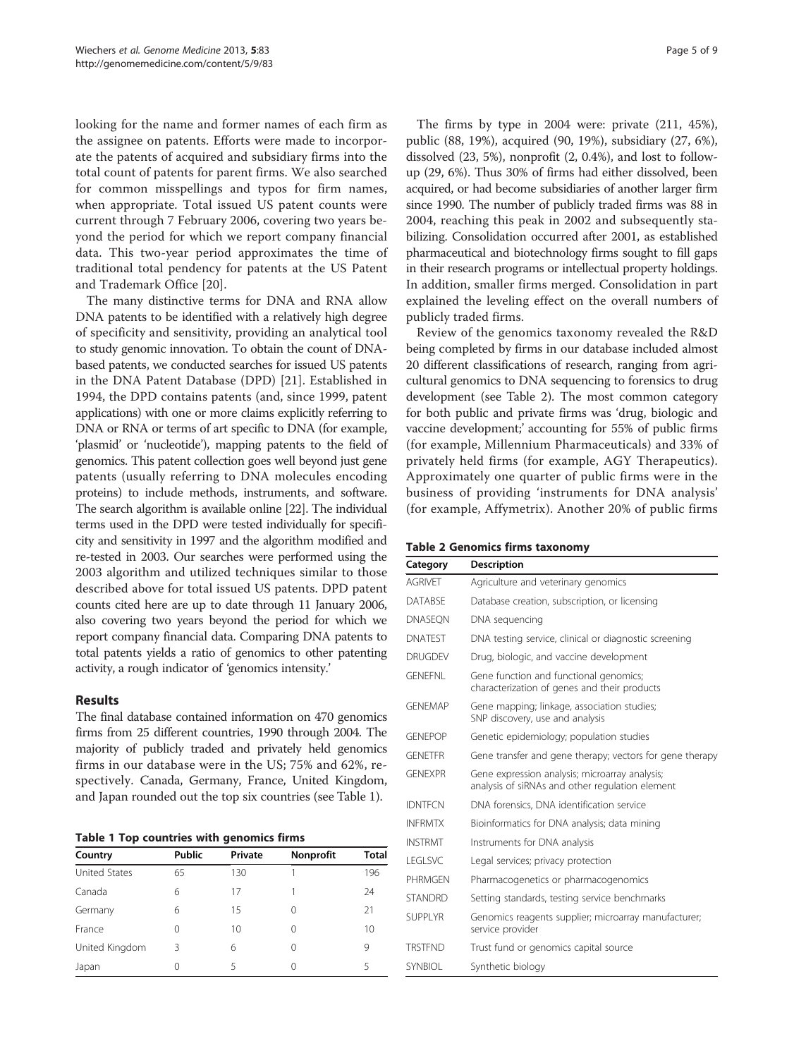looking for the name and former names of each firm as the assignee on patents. Efforts were made to incorporate the patents of acquired and subsidiary firms into the total count of patents for parent firms. We also searched for common misspellings and typos for firm names, when appropriate. Total issued US patent counts were current through 7 February 2006, covering two years beyond the period for which we report company financial data. This two-year period approximates the time of traditional total pendency for patents at the US Patent and Trademark Office [20].

The many distinctive terms for DNA and RNA allow DNA patents to be identified with a relatively high degree of specificity and sensitivity, providing an analytical tool to study genomic innovation. To obtain the count of DNA-based patents, we conducted searches for issued US patents in the DNA Patent Database (DPD) [21]. Established in 1994, the DPD contains patents (and, since 1999, patent applications) with one or more claims explicitly referring to DNA or RNA or terms of art specific to DNA (for example, 'plasmid' or 'nucleotide'), mapping patents to the field of genomics. This patent collection goes well beyond just gene patents (usually referring to DNA molecules encoding proteins) to include methods, instruments, and software. The search algorithm is available online [22]. The individual terms used in the DPD were tested individually for specificity and sensitivity in 1997 and the algorithm modified and re-tested in 2003. Our searches were performed using the 2003 algorithm and utilized techniques similar to those described above for total issued US patents. DPD patent counts cited here are up to date through 11 January 2006, also covering two years beyond the period for which we report company financial data. Comparing DNA patents to total patents yields a ratio of genomics to other patenting activity, a rough indicator of 'genomics intensity.'

## Results

The final database contained information on 470 genomics firms from 25 different countries, 1990 through 2004. The majority of publicly traded and privately held genomics firms in our database were in the US; 75% and 62%, respectively. Canada, Germany, France, United Kingdom, and Japan rounded out the top six countries (see Table 1).

**Table 1 Top countries with genomics firms**

| Country | Public | Private | Nonprofit | Total |
|---|---|---|---|---|
| United States | 65 | 130 | 1 | 196 |
| Canada | 6 | 17 | 1 | 24 |
| Germany | 6 | 15 | 0 | 21 |
| France | 0 | 10 | 0 | 10 |
| United Kingdom | 3 | 6 | 0 | 9 |
| Japan | 0 | 5 | 0 | 5 |

The firms by type in 2004 were: private (211, 45%), public (88, 19%), acquired (90, 19%), subsidiary (27, 6%), dissolved (23, 5%), nonprofit (2, 0.4%), and lost to follow-up (29, 6%). Thus 30% of firms had either dissolved, been acquired, or had become subsidiaries of another larger firm since 1990. The number of publicly traded firms was 88 in 2004, reaching this peak in 2002 and subsequently stabilizing. Consolidation occurred after 2001, as established pharmaceutical and biotechnology firms sought to fill gaps in their research programs or intellectual property holdings. In addition, smaller firms merged. Consolidation in part explained the leveling effect on the overall numbers of publicly traded firms.

Review of the genomics taxonomy revealed the R&D being completed by firms in our database included almost 20 different classifications of research, ranging from agricultural genomics to DNA sequencing to forensics to drug development (see Table 2). The most common category for both public and private firms was 'drug, biologic and vaccine development;' accounting for 55% of public firms (for example, Millennium Pharmaceuticals) and 33% of privately held firms (for example, AGY Therapeutics). Approximately one quarter of public firms were in the business of providing 'instruments for DNA analysis' (for example, Affymetrix). Another 20% of public firms

**Table 2 Genomics firms taxonomy**

| Category | Description |
|---|---|
| AGRIVET | Agriculture and veterinary genomics |
| DATABSE | Database creation, subscription, or licensing |
| DNASEQN | DNA sequencing |
| DNATEST | DNA testing service, clinical or diagnostic screening |
| DRUGDEV | Drug, biologic, and vaccine development |
| GENEFNL | Gene function and functional genomics; characterization of genes and their products |
| GENEMAP | Gene mapping; linkage, association studies; SNP discovery, use and analysis |
| GENEPOP | Genetic epidemiology; population studies |
| GENETFR | Gene transfer and gene therapy; vectors for gene therapy |
| GENEXPR | Gene expression analysis; microarray analysis; analysis of siRNAs and other regulation element |
| IDNTFCN | DNA forensics, DNA identification service |
| INFRMTX | Bioinformatics for DNA analysis; data mining |
| INSTRMT | Instruments for DNA analysis |
| LEGLSVC | Legal services; privacy protection |
| PHRMGEN | Pharmacogenetics or pharmacogenomics |
| STANDRD | Setting standards, testing service benchmarks |
| SUPPLYR | Genomics reagents supplier; microarray manufacturer; service provider |
| TRSTFND | Trust fund or genomics capital source |
| SYNBIOL | Synthetic biology |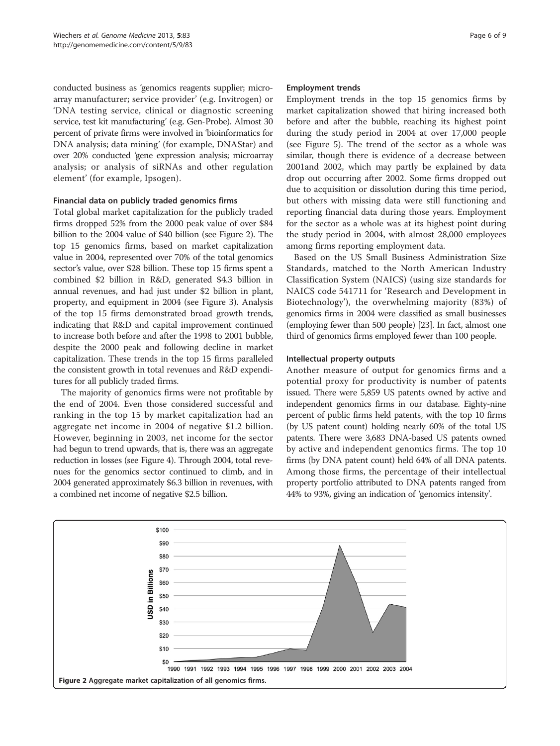conducted business as 'genomics reagents supplier; microarray manufacturer; service provider' (e.g. Invitrogen) or 'DNA testing service, clinical or diagnostic screening service, test kit manufacturing' (e.g. Gen-Probe). Almost 30 percent of private firms were involved in 'bioinformatics for DNA analysis; data mining' (for example, DNAStar) and over 20% conducted 'gene expression analysis; microarray analysis; or analysis of siRNAs and other regulation element' (for example, Ipsogen).

### Financial data on publicly traded genomics firms

Total global market capitalization for the publicly traded firms dropped 52% from the 2000 peak value of over $84 billion to the 2004 value of $40 billion (see Figure 2). The top 15 genomics firms, based on market capitalization value in 2004, represented over 70% of the total genomics sector's value, over $28 billion. These top 15 firms spent a combined $2 billion in R&D, generated $4.3 billion in annual revenues, and had just under $2 billion in plant, property, and equipment in 2004 (see Figure 3). Analysis of the top 15 firms demonstrated broad growth trends, indicating that R&D and capital improvement continued to increase both before and after the 1998 to 2001 bubble, despite the 2000 peak and following decline in market capitalization. These trends in the top 15 firms paralleled the consistent growth in total revenues and R&D expenditures for all publicly traded firms.

The majority of genomics firms were not profitable by the end of 2004. Even those considered successful and ranking in the top 15 by market capitalization had an aggregate net income in 2004 of negative $1.2 billion. However, beginning in 2003, net income for the sector had begun to trend upwards, that is, there was an aggregate reduction in losses (see Figure 4). Through 2004, total revenues for the genomics sector continued to climb, and in 2004 generated approximately $6.3 billion in revenues, with a combined net income of negative $2.5 billion.

### Employment trends

Employment trends in the top 15 genomics firms by market capitalization showed that hiring increased both before and after the bubble, reaching its highest point during the study period in 2004 at over 17,000 people (see Figure 5). The trend of the sector as a whole was similar, though there is evidence of a decrease between 2001and 2002, which may partly be explained by data drop out occurring after 2002. Some firms dropped out due to acquisition or dissolution during this time period, but others with missing data were still functioning and reporting financial data during those years. Employment for the sector as a whole was at its highest point during the study period in 2004, with almost 28,000 employees among firms reporting employment data.

Based on the US Small Business Administration Size Standards, matched to the North American Industry Classification System (NAICS) (using size standards for NAICS code 541711 for 'Research and Development in Biotechnology'), the overwhelming majority (83%) of genomics firms in 2004 were classified as small businesses (employing fewer than 500 people) [23]. In fact, almost one third of genomics firms employed fewer than 100 people.

### Intellectual property outputs

Another measure of output for genomics firms and a potential proxy for productivity is number of patents issued. There were 5,859 US patents owned by active and independent genomics firms in our database. Eighty-nine percent of public firms held patents, with the top 10 firms (by US patent count) holding nearly 60% of the total US patents. There were 3,683 DNA-based US patents owned by active and independent genomics firms. The top 10 firms (by DNA patent count) held 64% of all DNA patents. Among those firms, the percentage of their intellectual property portfolio attributed to DNA patents ranged from 44% to 93%, giving an indication of 'genomics intensity'.

**Figure 2** Aggregate market capitalization of all genomics firms.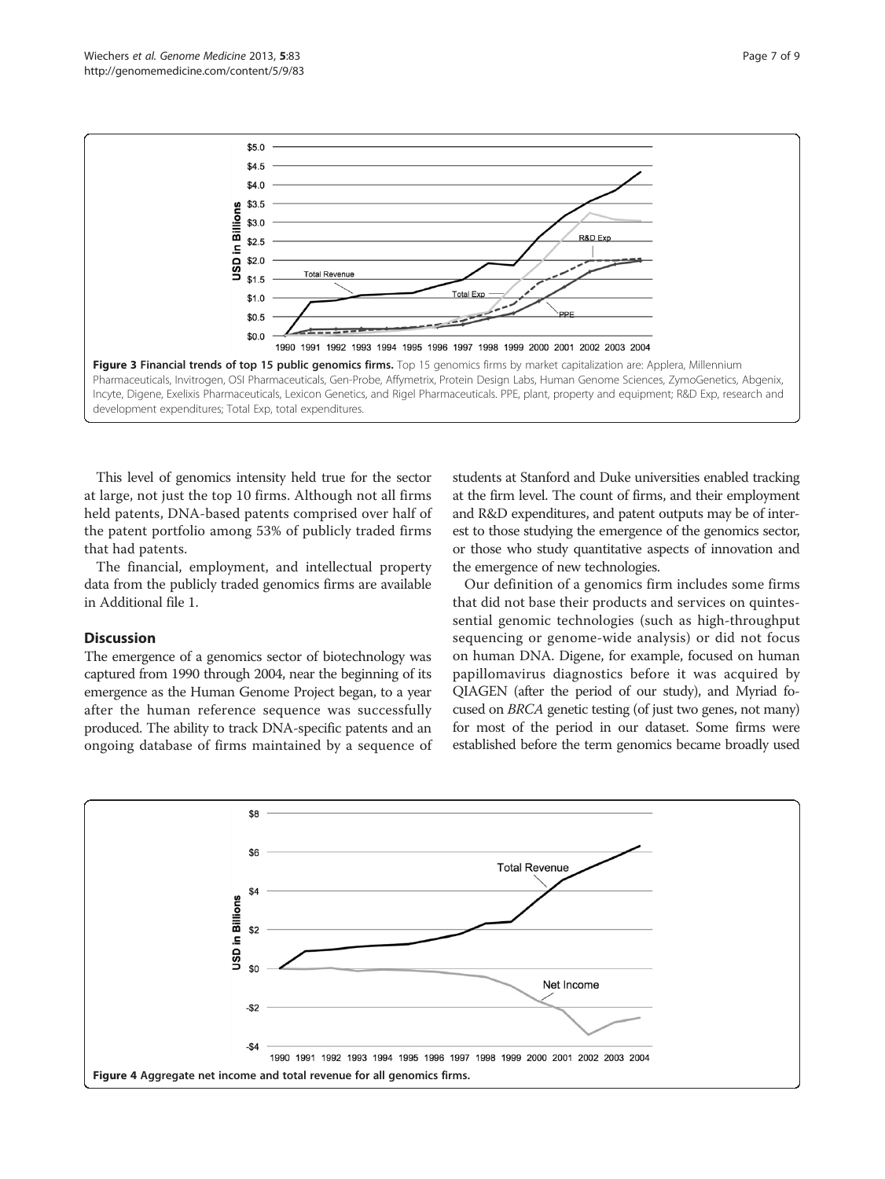**Figure 3 Financial trends of top 15 public genomics firms.** Top 15 genomics firms by market capitalization are: Applera, Millennium Pharmaceuticals, Invitrogen, OSI Pharmaceuticals, Gen-Probe, Affymetrix, Protein Design Labs, Human Genome Sciences, ZymoGenetics, Abgenix, Incyte, Digene, Exelixis Pharmaceuticals, Lexicon Genetics, and Rigel Pharmaceuticals. PPE, plant, property and equipment; R&D Exp, research and development expenditures; Total Exp, total expenditures.

This level of genomics intensity held true for the sector at large, not just the top 10 firms. Although not all firms held patents, DNA-based patents comprised over half of the patent portfolio among 53% of publicly traded firms that had patents.

The financial, employment, and intellectual property data from the publicly traded genomics firms are available in Additional file 1.

## Discussion

The emergence of a genomics sector of biotechnology was captured from 1990 through 2004, near the beginning of its emergence as the Human Genome Project began, to a year after the human reference sequence was successfully produced. The ability to track DNA-specific patents and an ongoing database of firms maintained by a sequence of students at Stanford and Duke universities enabled tracking at the firm level. The count of firms, and their employment and R&D expenditures, and patent outputs may be of interest to those studying the emergence of the genomics sector, or those who study quantitative aspects of innovation and the emergence of new technologies.

Our definition of a genomics firm includes some firms that did not base their products and services on quintessential genomic technologies (such as high-throughput sequencing or genome-wide analysis) or did not focus on human DNA. Digene, for example, focused on human papillomavirus diagnostics before it was acquired by QIAGEN (after the period of our study), and Myriad focused on *BRCA* genetic testing (of just two genes, not many) for most of the period in our dataset. Some firms were established before the term genomics became broadly used

**Figure 4 Aggregate net income and total revenue for all genomics firms.**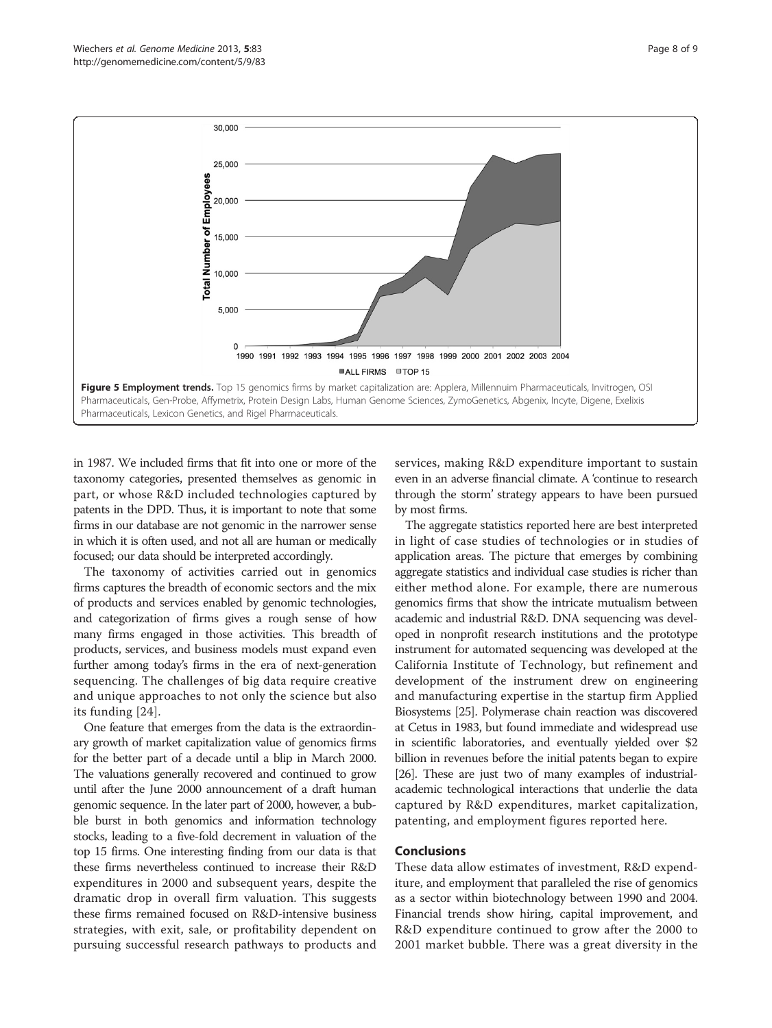**Figure 5 Employment trends.** Top 15 genomics firms by market capitalization are: Applera, Millennuim Pharmaceuticals, Invitrogen, OSI Pharmaceuticals, Gen-Probe, Affymetrix, Protein Design Labs, Human Genome Sciences, ZymoGenetics, Abgenix, Incyte, Digene, Exelixis Pharmaceuticals, Lexicon Genetics, and Rigel Pharmaceuticals.

in 1987. We included firms that fit into one or more of the taxonomy categories, presented themselves as genomic in part, or whose R&D included technologies captured by patents in the DPD. Thus, it is important to note that some firms in our database are not genomic in the narrower sense in which it is often used, and not all are human or medically focused; our data should be interpreted accordingly.

The taxonomy of activities carried out in genomics firms captures the breadth of economic sectors and the mix of products and services enabled by genomic technologies, and categorization of firms gives a rough sense of how many firms engaged in those activities. This breadth of products, services, and business models must expand even further among today's firms in the era of next-generation sequencing. The challenges of big data require creative and unique approaches to not only the science but also its funding [24].

One feature that emerges from the data is the extraordinary growth of market capitalization value of genomics firms for the better part of a decade until a blip in March 2000. The valuations generally recovered and continued to grow until after the June 2000 announcement of a draft human genomic sequence. In the later part of 2000, however, a bubble burst in both genomics and information technology stocks, leading to a five-fold decrement in valuation of the top 15 firms. One interesting finding from our data is that these firms nevertheless continued to increase their R&D expenditures in 2000 and subsequent years, despite the dramatic drop in overall firm valuation. This suggests these firms remained focused on R&D-intensive business strategies, with exit, sale, or profitability dependent on pursuing successful research pathways to products and services, making R&D expenditure important to sustain even in an adverse financial climate. A 'continue to research through the storm' strategy appears to have been pursued by most firms.

The aggregate statistics reported here are best interpreted in light of case studies of technologies or in studies of application areas. The picture that emerges by combining aggregate statistics and individual case studies is richer than either method alone. For example, there are numerous genomics firms that show the intricate mutualism between academic and industrial R&D. DNA sequencing was developed in nonprofit research institutions and the prototype instrument for automated sequencing was developed at the California Institute of Technology, but refinement and development of the instrument drew on engineering and manufacturing expertise in the startup firm Applied Biosystems [25]. Polymerase chain reaction was discovered at Cetus in 1983, but found immediate and widespread use in scientific laboratories, and eventually yielded over \$2 billion in revenues before the initial patents began to expire [26]. These are just two of many examples of industrial-academic technological interactions that underlie the data captured by R&D expenditures, market capitalization, patenting, and employment figures reported here.

## Conclusions

These data allow estimates of investment, R&D expenditure, and employment that paralleled the rise of genomics as a sector within biotechnology between 1990 and 2004. Financial trends show hiring, capital improvement, and R&D expenditure continued to grow after the 2000 to 2001 market bubble. There was a great diversity in the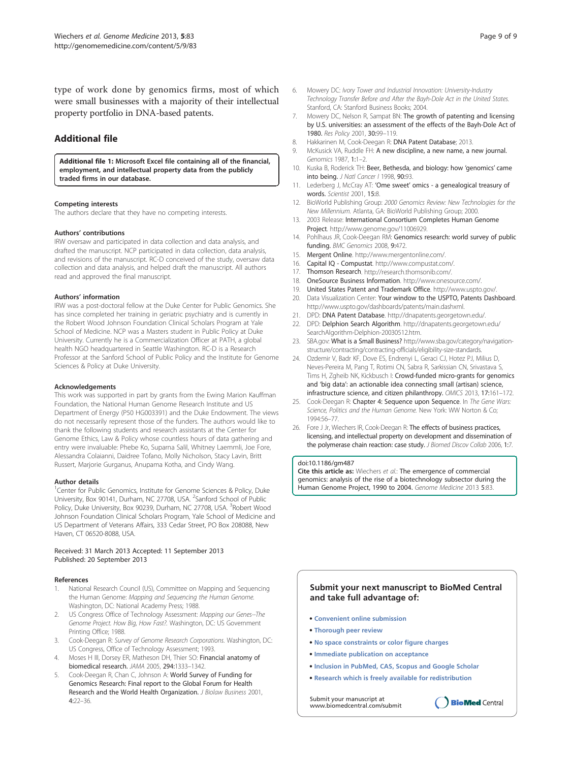type of work done by genomics firms, most of which were small businesses with a majority of their intellectual property portfolio in DNA-based patents.

## Additional file

**Additional file 1: Microsoft Excel file containing all of the financial, employment, and intellectual property data from the publicly traded firms in our database.**

#### Competing interests

The authors declare that they have no competing interests.

#### Authors' contributions

IRW oversaw and participated in data collection and data analysis, and drafted the manuscript. NCP participated in data collection, data analysis, and revisions of the manuscript. RC-D conceived of the study, oversaw data collection and data analysis, and helped draft the manuscript. All authors read and approved the final manuscript.

#### Authors' information

IRW was a post-doctoral fellow at the Duke Center for Public Genomics. She has since completed her training in geriatric psychiatry and is currently in the Robert Wood Johnson Foundation Clinical Scholars Program at Yale School of Medicine. NCP was a Masters student in Public Policy at Duke University. Currently he is a Commercialization Officer at PATH, a global health NGO headquartered in Seattle Washington. RC-D is a Research Professor at the Sanford School of Public Policy and the Institute for Genome Sciences & Policy at Duke University.

#### Acknowledgements

This work was supported in part by grants from the Ewing Marion Kauffman Foundation, the National Human Genome Research Institute and US Department of Energy (P50 HG003391) and the Duke Endowment. The views do not necessarily represent those of the funders. The authors would like to thank the following students and research assistants at the Center for Genome Ethics, Law & Policy whose countless hours of data gathering and entry were invaluable: Phebe Ko, Suparna Salil, Whitney Laemmli, Joe Fore, Alessandra Colaianni, Daidree Tofano, Molly Nicholson, Stacy Lavin, Britt Russert, Marjorie Gurganus, Anupama Kotha, and Cindy Wang.

#### Author details

[1]Center for Public Genomics, Institute for Genome Sciences & Policy, Duke University, Box 90141, Durham, NC 27708, USA. [2]Sanford School of Public Policy, Duke University, Box 90239, Durham, NC 27708, USA. [3]Robert Wood Johnson Foundation Clinical Scholars Program, Yale School of Medicine and US Department of Veterans Affairs, 333 Cedar Street, PO Box 208088, New Haven, CT 06520-8088, USA.

Received: 31 March 2013 Accepted: 11 September 2013
Published: 20 September 2013

#### References

1. National Research Council (US), Committee on Mapping and Sequencing the Human Genome: *Mapping and Sequencing the Human Genome.* Washington, DC: National Academy Press; 1988.
2. US Congress Office of Technology Assessment: *Mapping our Genes--The Genome Project. How Big, How Fast?.* Washington, DC: US Government Printing Office; 1988.
3. Cook-Deegan R: *Survey of Genome Research Corporations.* Washington, DC: US Congress, Office of Technology Assessment; 1993.
4. Moses H III, Dorsey ER, Matheson DH, Thier SO: **Financial anatomy of biomedical research.** *JAMA* 2005, **294:**1333–1342.
5. Cook-Deegan R, Chan C, Johnson A: **World Survey of Funding for Genomics Research: Final report to the Global Forum for Health Research and the World Health Organization.** *J Biolaw Business* 2001, **4:**22–36.
6. Mowery DC: *Ivory Tower and Industrial Innovation: University-Industry Technology Transfer Before and After the Bayh-Dole Act in the United States.* Stanford, CA: Stanford Business Books; 2004.
7. Mowery DC, Nelson R, Sampat BN: **The growth of patenting and licensing by U.S. universities: an assessment of the effects of the Bayh-Dole Act of 1980.** *Res Policy* 2001, **30:**99–119.
8. Hakkarinen M, Cook-Deegan R: **DNA Patent Database**; 2013.
9. McKusick VA, Ruddle FH: **A new discipline, a new name, a new journal.** *Genomics* 1987, **1:**1–2.
10. Kuska B, Roderick TH: **Beer, Bethesda, and biology: how 'genomics' came into being.** *J Natl Cancer I* 1998, **90:**93.
11. Lederberg J, McCray AT: **'Ome sweet' omics - a genealogical treasury of words.** *Scientist* 2001, **15:**8.
12. BioWorld Publishing Group: *2000 Genomics Review: New Technologies for the New Millennium.* Atlanta, GA: BioWorld Publishing Group; 2000.
13. 2003 Release: **International Consortium Completes Human Genome Project**. http://www.genome.gov/11006929.
14. Pohlhaus JR, Cook-Deegan RM: **Genomics research: world survey of public funding.** *BMC Genomics* 2008, **9:**472.
15. **Mergent Online**. http://www.mergentonline.com/.
16. **Capital IQ - Compustat**. http://www.compustat.com/.
17. **Thomson Research**. http://research.thomsonib.com/.
18. **OneSource Business Information**. http://www.onesource.com/.
19. **United States Patent and Trademark Office**. http://www.uspto.gov/.
20. Data Visualization Center: **Your window to the USPTO, Patents Dashboard**. http://www.uspto.gov/dashboards/patents/main.dashxml.
21. DPD: **DNA Patent Database**. http://dnapatents.georgetown.edu/.
22. DPD: **Delphion Search Algorithm**. http://dnapatents.georgetown.edu/SearchAlgorithm-Delphion-20030512.htm.
23. SBA.gov: **What is a Small Business?** http://www.sba.gov/category/navigation-structure/contracting/contracting-officials/eligibility-size-standards.
24. Ozdemir V, Badr KF, Dove ES, Endrenyi L, Geraci CJ, Hotez PJ, Milius D, Neves-Pereira M, Pang T, Rotimi CN, Sabra R, Sarkissian CN, Srivastava S, Tims H, Zgheib NK, Kickbusch I: **Crowd-funded micro-grants for genomics and 'big data': an actionable idea connecting small (artisan) science, infrastructure science, and citizen philanthropy.** *OMICS* 2013, **17:**161–172.
25. Cook-Deegan R: **Chapter 4: Sequence upon Sequence**. In *The Gene Wars: Science, Politics and the Human Genome.* New York: WW Norton & Co; 1994:56–77.
26. Fore J Jr, Wiechers IR, Cook-Deegan R: **The effects of business practices, licensing, and intellectual property on development and dissemination of the polymerase chain reaction: case study.** *J Biomed Discov Collab* 2006, **1:**7.

doi:10.1186/gm487
**Cite this article as:** Wiechers *et al.*: The emergence of commercial genomics: analysis of the rise of a biotechnology subsector during the Human Genome Project, 1990 to 2004. *Genome Medicine* 2013 **5**:83.

**Submit your next manuscript to BioMed Central and take full advantage of:**

- **Convenient online submission**
- **Thorough peer review**
- **No space constraints or color figure charges**
- **Immediate publication on acceptance**
- **Inclusion in PubMed, CAS, Scopus and Google Scholar**
- **Research which is freely available for redistribution**

Submit your manuscript at
www.biomedcentral.com/submit

BioMed Central